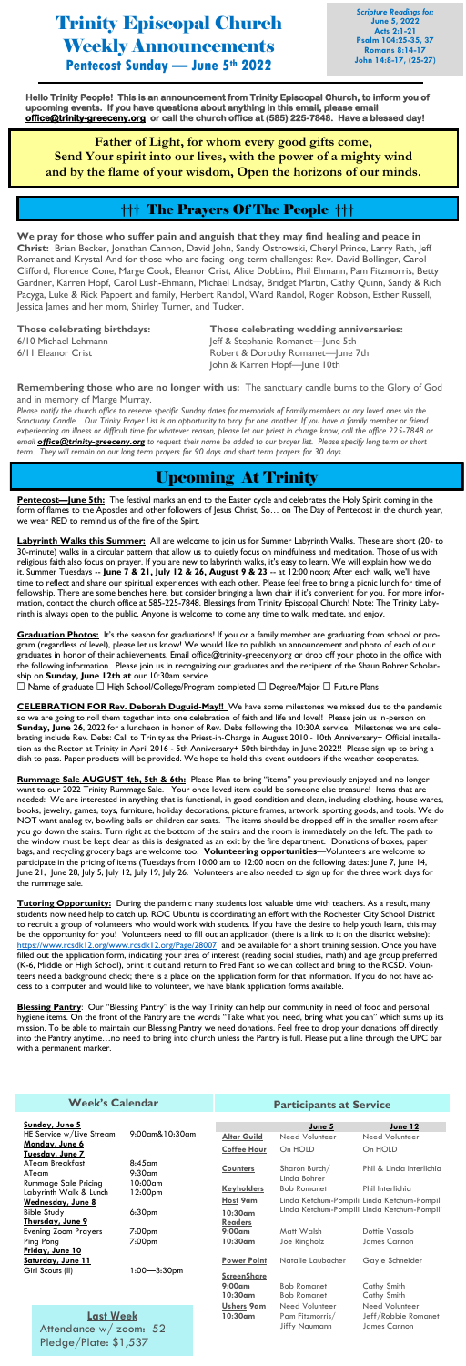# Trinity Episcopal Church Weekly Announcements

**Pentecost Sunday — June 5th 2022**

*Scripture Readings for:*
*June 5, 2022*
**Acts 2:1-21**
**Psalm 104:25-35, 37**
**Romans 8:14-17**
**John 14:8-17, (25-27)**

**Hello Trinity People! This is an announcement from Trinity Episcopal Church, to inform you of upcoming events. If you have questions about anything in this email, please email office@trinity-greeceny.org or call the church office at (585) 225-7848. Have a blessed day!**

**Father of Light, for whom every good gifts come,**
**Send Your spirit into our lives, with the power of a mighty wind**
**and by the flame of your wisdom, Open the horizons of our minds.**

## ††† The Prayers Of The People †††

**We pray for those who suffer pain and anguish that they may find healing and peace in Christ:** Brian Becker, Jonathan Cannon, David John, Sandy Ostrowski, Cheryl Prince, Larry Rath, Jeff Romanet and Krystal And for those who are facing long-term challenges: Rev. David Bollinger, Carol Clifford, Florence Cone, Marge Cook, Eleanor Crist, Alice Dobbins, Phil Ehmann, Pam Fitzmorris, Betty Gardner, Karren Hopf, Carol Lush-Ehmann, Michael Lindsay, Bridget Martin, Cathy Quinn, Sandy & Rich Pacyga, Luke & Rick Pappert and family, Herbert Randol, Ward Randol, Roger Robson, Esther Russell, Jessica James and her mom, Shirley Turner, and Tucker.

**Those celebrating birthdays:**
6/10 Michael Lehmann
6/11 Eleanor Crist

**Those celebrating wedding anniversaries:**
Jeff & Stephanie Romanet—June 5th
Robert & Dorothy Romanet—June 7th
John & Karren Hopf—June 10th

**Remembering those who are no longer with us:** The sanctuary candle burns to the Glory of God and in memory of Marge Murray.

*Please notify the church office to reserve specific Sunday dates for memorials of Family members or any loved ones via the Sanctuary Candle. Our Trinity Prayer List is an opportunity to pray for one another. If you have a family member or friend experiencing an illness or difficult time for whatever reason, please let our priest in charge know, call the office 225-7848 or email* ***office@trinity-greeceny.org*** *to request their name be added to our prayer list. Please specify long term or short term. They will remain on our long term prayers for 90 days and short term prayers for 30 days.*

## Upcoming At Trinity

**Pentecost—June 5th:** The festival marks an end to the Easter cycle and celebrates the Holy Spirit coming in the form of flames to the Apostles and other followers of Jesus Christ, So… on The Day of Pentecost in the church year, we wear RED to remind us of the fire of the Spirt.

**Labyrinth Walks this Summer:** All are welcome to join us for Summer Labyrinth Walks. These are short (20- to 30-minute) walks in a circular pattern that allow us to quietly focus on mindfulness and meditation. Those of us with religious faith also focus on prayer. If you are new to labyrinth walks, it's easy to learn. We will explain how we do it. Summer Tuesdays -- **June 7 & 21, July 12 & 26, August 9 & 23** -- at 12:00 noon; After each walk, we'll have time to reflect and share our spiritual experiences with each other. Please feel free to bring a picnic lunch for time of fellowship. There are some benches here, but consider bringing a lawn chair if it's convenient for you. For more information, contact the church office at 585-225-7848. Blessings from Trinity Episcopal Church! Note: The Trinity Labyrinth is always open to the public. Anyone is welcome to come any time to walk, meditate, and enjoy.

**Graduation Photos:** It's the season for graduations! If you or a family member are graduating from school or program (regardless of level), please let us know! We would like to publish an announcement and photo of each of our graduates in honor of their achievements. Email office@trinity-greeceny.org or drop off your photo in the office with the following information. Please join us in recognizing our graduates and the recipient of the Shaun Bohrer Scholarship on **Sunday, June 12th at** our 10:30am service.

☐ Name of graduate ☐ High School/College/Program completed ☐ Degree/Major ☐ Future Plans

**CELEBRATION FOR Rev. Deborah Duguid-May!!** We have some milestones we missed due to the pandemic so we are going to roll them together into one celebration of faith and life and love!! Please join us in-person on **Sunday, June 26**, 2022 for a luncheon in honor of Rev. Debs following the 10:30A service. Milestones we are celebrating include Rev. Debs: Call to Trinity as the Priest-in-Charge in August 2010 - 10th Anniversary+ Official installation as the Rector at Trinity in April 2016 - 5th Anniversary+ 50th birthday in June 2022!! Please sign up to bring a dish to pass. Paper products will be provided. We hope to hold this event outdoors if the weather cooperates.

**Rummage Sale AUGUST 4th, 5th & 6th:** Please Plan to bring "items" you previously enjoyed and no longer want to our 2022 Trinity Rummage Sale. Your once loved item could be someone else treasure! Items that are needed: We are interested in anything that is functional, in good condition and clean, including clothing, house wares, books, jewelry, games, toys, furniture, holiday decorations, picture frames, artwork, sporting goods, and tools. We do NOT want analog tv, bowling balls or children car seats. The items should be dropped off in the smaller room after you go down the stairs. Turn right at the bottom of the stairs and the room is immediately on the left. The path to the window must be kept clear as this is designated as an exit by the fire department. Donations of boxes, paper bags, and recycling grocery bags are welcome too. **Volunteering opportunities**—Volunteers are welcome to participate in the pricing of items (Tuesdays from 10:00 am to 12:00 noon on the following dates: June 7, June 14, June 21, June 28, July 5, July 12, July 19, July 26. Volunteers are also needed to sign up for the three work days for the rummage sale.

**Tutoring Opportunity:** During the pandemic many students lost valuable time with teachers. As a result, many students now need help to catch up. ROC Ubuntu is coordinating an effort with the Rochester City School District to recruit a group of volunteers who would work with students. If you have the desire to help youth learn, this may be the opportunity for you! Volunteers need to fill out an application (there is a link to it on the district website): https://www.rcsdk12.org/www.rcsdk12.org/Page/28007 and be available for a short training session. Once you have filled out the application form, indicating your area of interest (reading social studies, math) and age group preferred (K-6, Middle or High School), print it out and return to Fred Fant so we can collect and bring to the RCSD. Volunteers need a background check; there is place on the application form for that information. If you do not have access to a computer and would like to volunteer, we have blank application forms available.

**Blessing Pantry**: Our "Blessing Pantry" is the way Trinity can help our community in need of food and personal hygiene items. On the front of the Pantry are the words "Take what you need, bring what you can" which sums up its mission. To be able to maintain our Blessing Pantry we need donations. Feel free to drop your donations off directly into the Pantry anytime…no need to bring into church unless the Pantry is full. Please put a line through the UPC bar with a permanent marker.

### Week's Calendar

| | |
|---|---|
| **Sunday, June 5** | |
| HE Service w/Live Stream | 9:00am&10:30am |
| **Monday, June 6** | |
| **Tuesday, June 7** | |
| ATeam Breakfast | 8:45am |
| ATeam | 9:30am |
| Rummage Sale Pricing | 10:00am |
| Labyrinth Walk & Lunch | 12:00pm |
| **Wednesday, June 8** | |
| Bible Study | 6:30pm |
| **Thursday, June 9** | |
| Evening Zoom Prayers | 7:00pm |
| Ping Pong | 7:00pm |
| **Friday, June 10** | |
| **Saturday, June 11** | |
| Girl Scouts (II) | 1:00—3:30pm |

**Last Week**
Attendance w/ zoom: 52
Pledge/Plate: $1,537

### Participants at Service

| | June 5 | June 12 |
|---|---|---|
| **Altar Guild** | Need Volunteer | Need Volunteer |
| **Coffee Hour** | On HOLD | On HOLD |
| **Counters** | Sharon Burch/ Linda Bohrer | Phil & Linda Interlichia |
| **Keyholders** | Bob Romanet | Phil Interlichia |
| **Host 9am** | Linda Ketchum-Pompili | Linda Ketchum-Pompili |
| **10:30am** | Linda Ketchum-Pompili | Linda Ketchum-Pompili |
| **Readers** | | |
| **9:00am** | Matt Walsh | Dottie Vassalo |
| **10:30am** | Joe Ringholz | James Cannon |
| **Power Point** | Natalie Laubacher | Gayle Schneider |
| **ScreenShare** | | |
| **9:00am** | Bob Romanet | Cathy Smith |
| **10:30am** | Bob Romanet | Cathy Smith |
| **Ushers 9am** | Need Volunteer | Need Volunteer |
| **10:30am** | Pam Fitzmorris/ Jiffy Naumann | Jeff/Robbie Romanet James Cannon |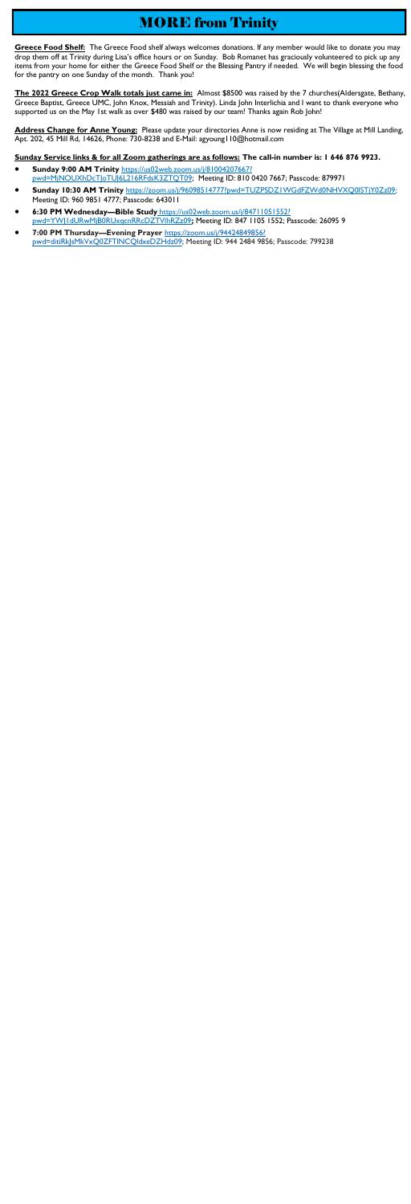# MORE from Trinity

**Greece Food Shelf:** The Greece Food shelf always welcomes donations. If any member would like to donate you may drop them off at Trinity during Lisa's office hours or on Sunday. Bob Romanet has graciously volunteered to pick up any items from your home for either the Greece Food Shelf or the Blessing Pantry if needed. We will begin blessing the food for the pantry on one Sunday of the month. Thank you!

**The 2022 Greece Crop Walk totals just came in:** Almost $8500 was raised by the 7 churches(Aldersgate, Bethany, Greece Baptist, Greece UMC, John Knox, Messiah and Trinity). Linda John Interlichia and I want to thank everyone who supported us on the May 1st walk as over $480 was raised by our team! Thanks again Rob John!

**Address Change for Anne Young:** Please update your directories Anne is now residing at The Village at Mill Landing, Apt. 202, 45 Mill Rd, 14626, Phone: 730-8238 and E-Mail: agyoung110@hotmail.com

**Sunday Service links & for all Zoom gatherings are as follows: The call-in number is: 1 646 876 9923.**

- **Sunday 9:00 AM Trinity** https://us02web.zoom.us/j/81004207667?pwd=MjNOUXhDcTJoTUJ6L216RFdsK3ZTQT09; Meeting ID: 810 0420 7667; Passcode: 879971
- **Sunday 10:30 AM Trinity** https://zoom.us/j/96098514777?pwd=TUZPSDZ1WGdFZWd0NHVXQ0lSTjY0Zz09; Meeting ID: 960 9851 4777; Passcode: 643011
- **6:30 PM Wednesday—Bible Study** https://us02web.zoom.us/j/84711051552?pwd=YWJ1dURwMjB0RUxqcnRRcDZTVlhRZz09**;** Meeting ID: 847 1105 1552; Passcode: 26095 9
- **7:00 PM Thursday—Evening Prayer** https://zoom.us/j/94424849856?pwd=ditiRkJsMkVxQ0ZFTlNCQldxeDZHdz09; Meeting ID: 944 2484 9856; Passcode: 799238